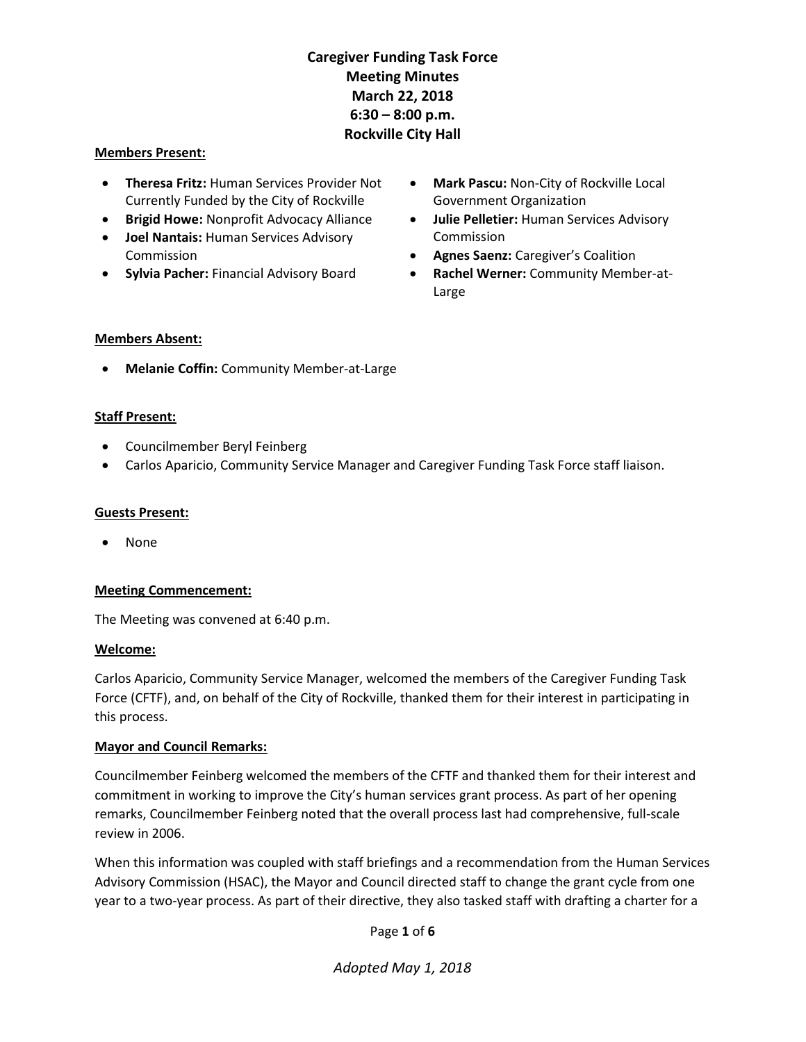# Caregiver Funding Task Force Meeting Minutes March 22, 2018 6:30 – 8:00 p.m. Rockville City Hall

**Members Present:**

- **Theresa Fritz:** Human Services Provider Not Currently Funded by the City of Rockville
- **Brigid Howe:** Nonprofit Advocacy Alliance
- **Joel Nantais:** Human Services Advisory Commission
- **Sylvia Pacher:** Financial Advisory Board
- **Mark Pascu:** Non-City of Rockville Local Government Organization
- **Julie Pelletier:** Human Services Advisory Commission
- **Agnes Saenz:** Caregiver's Coalition
- **Rachel Werner:** Community Member-at-Large

**Members Absent:**

- **Melanie Coffin:** Community Member-at-Large

**Staff Present:**

- Councilmember Beryl Feinberg
- Carlos Aparicio, Community Service Manager and Caregiver Funding Task Force staff liaison.

**Guests Present:**

- None

**Meeting Commencement:**

The Meeting was convened at 6:40 p.m.

**Welcome:**

Carlos Aparicio, Community Service Manager, welcomed the members of the Caregiver Funding Task Force (CFTF), and, on behalf of the City of Rockville, thanked them for their interest in participating in this process.

**Mayor and Council Remarks:**

Councilmember Feinberg welcomed the members of the CFTF and thanked them for their interest and commitment in working to improve the City's human services grant process. As part of her opening remarks, Councilmember Feinberg noted that the overall process last had comprehensive, full-scale review in 2006.

When this information was coupled with staff briefings and a recommendation from the Human Services Advisory Commission (HSAC), the Mayor and Council directed staff to change the grant cycle from one year to a two-year process. As part of their directive, they also tasked staff with drafting a charter for a

*Adopted May 1, 2018*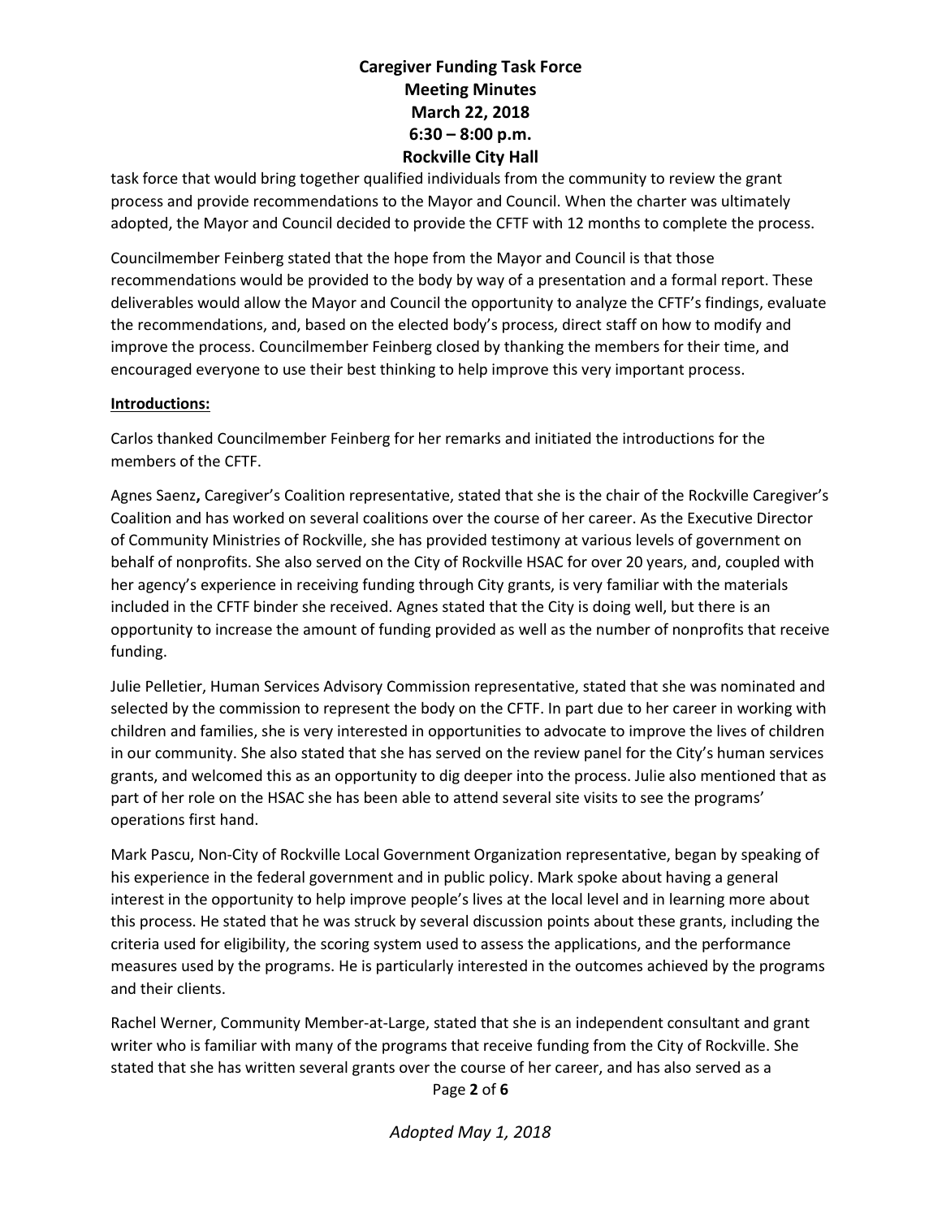task force that would bring together qualified individuals from the community to review the grant process and provide recommendations to the Mayor and Council. When the charter was ultimately adopted, the Mayor and Council decided to provide the CFTF with 12 months to complete the process.

Councilmember Feinberg stated that the hope from the Mayor and Council is that those recommendations would be provided to the body by way of a presentation and a formal report. These deliverables would allow the Mayor and Council the opportunity to analyze the CFTF's findings, evaluate the recommendations, and, based on the elected body's process, direct staff on how to modify and improve the process. Councilmember Feinberg closed by thanking the members for their time, and encouraged everyone to use their best thinking to help improve this very important process.

**Introductions:**

Carlos thanked Councilmember Feinberg for her remarks and initiated the introductions for the members of the CFTF.

Agnes Saenz**,** Caregiver's Coalition representative, stated that she is the chair of the Rockville Caregiver's Coalition and has worked on several coalitions over the course of her career. As the Executive Director of Community Ministries of Rockville, she has provided testimony at various levels of government on behalf of nonprofits. She also served on the City of Rockville HSAC for over 20 years, and, coupled with her agency's experience in receiving funding through City grants, is very familiar with the materials included in the CFTF binder she received. Agnes stated that the City is doing well, but there is an opportunity to increase the amount of funding provided as well as the number of nonprofits that receive funding.

Julie Pelletier, Human Services Advisory Commission representative, stated that she was nominated and selected by the commission to represent the body on the CFTF. In part due to her career in working with children and families, she is very interested in opportunities to advocate to improve the lives of children in our community. She also stated that she has served on the review panel for the City's human services grants, and welcomed this as an opportunity to dig deeper into the process. Julie also mentioned that as part of her role on the HSAC she has been able to attend several site visits to see the programs' operations first hand.

Mark Pascu, Non-City of Rockville Local Government Organization representative, began by speaking of his experience in the federal government and in public policy. Mark spoke about having a general interest in the opportunity to help improve people's lives at the local level and in learning more about this process. He stated that he was struck by several discussion points about these grants, including the criteria used for eligibility, the scoring system used to assess the applications, and the performance measures used by the programs. He is particularly interested in the outcomes achieved by the programs and their clients.

Rachel Werner, Community Member-at-Large, stated that she is an independent consultant and grant writer who is familiar with many of the programs that receive funding from the City of Rockville. She stated that she has written several grants over the course of her career, and has also served as a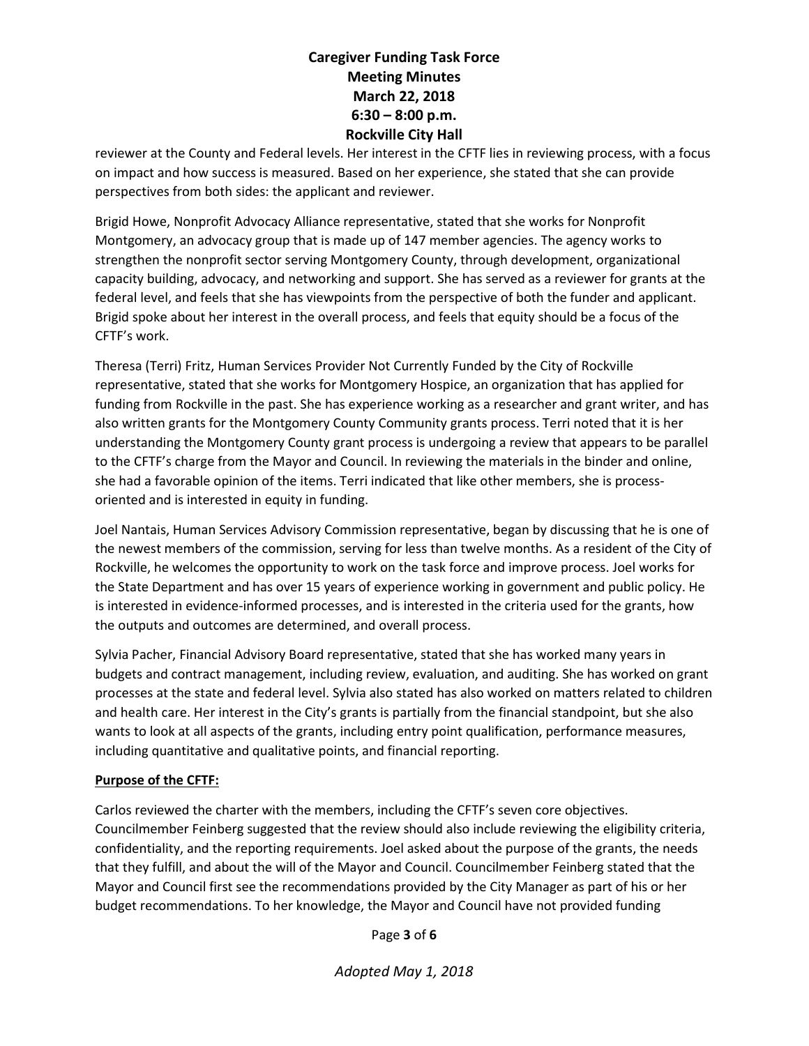reviewer at the County and Federal levels. Her interest in the CFTF lies in reviewing process, with a focus on impact and how success is measured. Based on her experience, she stated that she can provide perspectives from both sides: the applicant and reviewer.

Brigid Howe, Nonprofit Advocacy Alliance representative, stated that she works for Nonprofit Montgomery, an advocacy group that is made up of 147 member agencies. The agency works to strengthen the nonprofit sector serving Montgomery County, through development, organizational capacity building, advocacy, and networking and support. She has served as a reviewer for grants at the federal level, and feels that she has viewpoints from the perspective of both the funder and applicant. Brigid spoke about her interest in the overall process, and feels that equity should be a focus of the CFTF's work.

Theresa (Terri) Fritz, Human Services Provider Not Currently Funded by the City of Rockville representative, stated that she works for Montgomery Hospice, an organization that has applied for funding from Rockville in the past. She has experience working as a researcher and grant writer, and has also written grants for the Montgomery County Community grants process. Terri noted that it is her understanding the Montgomery County grant process is undergoing a review that appears to be parallel to the CFTF's charge from the Mayor and Council. In reviewing the materials in the binder and online, she had a favorable opinion of the items. Terri indicated that like other members, she is process-oriented and is interested in equity in funding.

Joel Nantais, Human Services Advisory Commission representative, began by discussing that he is one of the newest members of the commission, serving for less than twelve months. As a resident of the City of Rockville, he welcomes the opportunity to work on the task force and improve process. Joel works for the State Department and has over 15 years of experience working in government and public policy. He is interested in evidence-informed processes, and is interested in the criteria used for the grants, how the outputs and outcomes are determined, and overall process.

Sylvia Pacher, Financial Advisory Board representative, stated that she has worked many years in budgets and contract management, including review, evaluation, and auditing. She has worked on grant processes at the state and federal level. Sylvia also stated has also worked on matters related to children and health care. Her interest in the City's grants is partially from the financial standpoint, but she also wants to look at all aspects of the grants, including entry point qualification, performance measures, including quantitative and qualitative points, and financial reporting.

**Purpose of the CFTF:**

Carlos reviewed the charter with the members, including the CFTF's seven core objectives. Councilmember Feinberg suggested that the review should also include reviewing the eligibility criteria, confidentiality, and the reporting requirements. Joel asked about the purpose of the grants, the needs that they fulfill, and about the will of the Mayor and Council. Councilmember Feinberg stated that the Mayor and Council first see the recommendations provided by the City Manager as part of his or her budget recommendations. To her knowledge, the Mayor and Council have not provided funding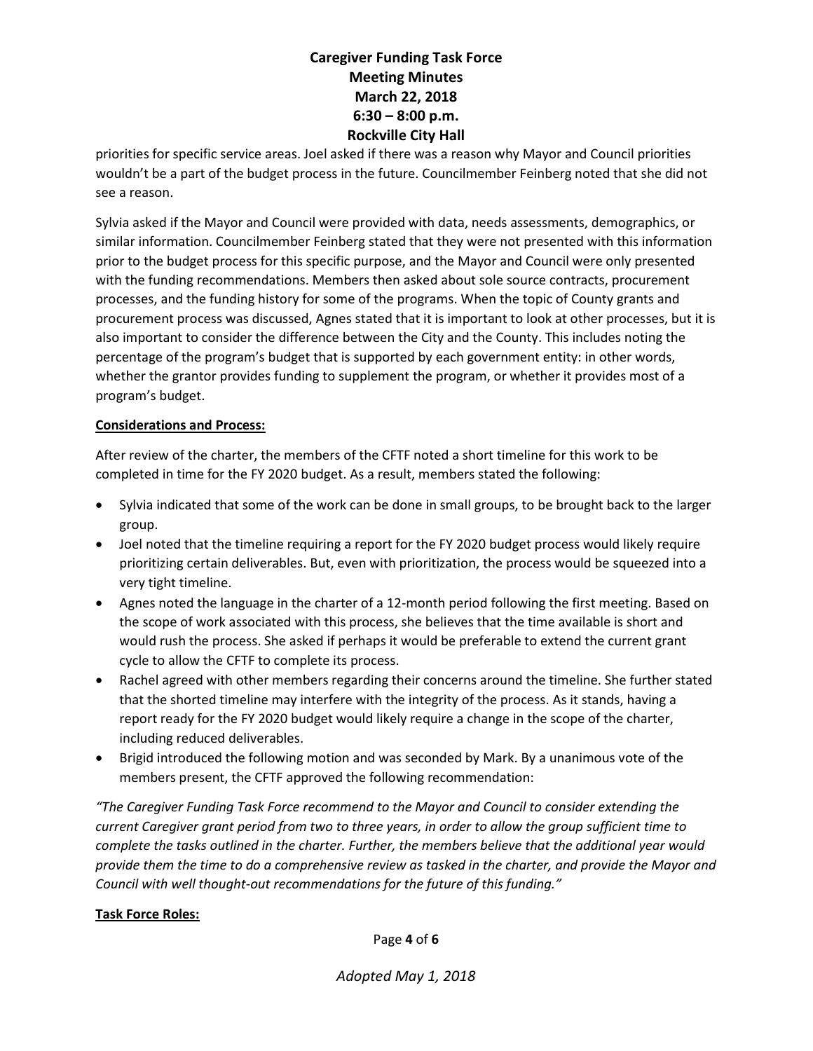priorities for specific service areas. Joel asked if there was a reason why Mayor and Council priorities wouldn't be a part of the budget process in the future. Councilmember Feinberg noted that she did not see a reason.

Sylvia asked if the Mayor and Council were provided with data, needs assessments, demographics, or similar information. Councilmember Feinberg stated that they were not presented with this information prior to the budget process for this specific purpose, and the Mayor and Council were only presented with the funding recommendations. Members then asked about sole source contracts, procurement processes, and the funding history for some of the programs. When the topic of County grants and procurement process was discussed, Agnes stated that it is important to look at other processes, but it is also important to consider the difference between the City and the County. This includes noting the percentage of the program's budget that is supported by each government entity: in other words, whether the grantor provides funding to supplement the program, or whether it provides most of a program's budget.

**Considerations and Process:**

After review of the charter, the members of the CFTF noted a short timeline for this work to be completed in time for the FY 2020 budget. As a result, members stated the following:

- Sylvia indicated that some of the work can be done in small groups, to be brought back to the larger group.
- Joel noted that the timeline requiring a report for the FY 2020 budget process would likely require prioritizing certain deliverables. But, even with prioritization, the process would be squeezed into a very tight timeline.
- Agnes noted the language in the charter of a 12-month period following the first meeting. Based on the scope of work associated with this process, she believes that the time available is short and would rush the process. She asked if perhaps it would be preferable to extend the current grant cycle to allow the CFTF to complete its process.
- Rachel agreed with other members regarding their concerns around the timeline. She further stated that the shorted timeline may interfere with the integrity of the process. As it stands, having a report ready for the FY 2020 budget would likely require a change in the scope of the charter, including reduced deliverables.
- Brigid introduced the following motion and was seconded by Mark. By a unanimous vote of the members present, the CFTF approved the following recommendation:

*"The Caregiver Funding Task Force recommend to the Mayor and Council to consider extending the current Caregiver grant period from two to three years, in order to allow the group sufficient time to complete the tasks outlined in the charter. Further, the members believe that the additional year would provide them the time to do a comprehensive review as tasked in the charter, and provide the Mayor and Council with well thought-out recommendations for the future of this funding."*

**Task Force Roles:**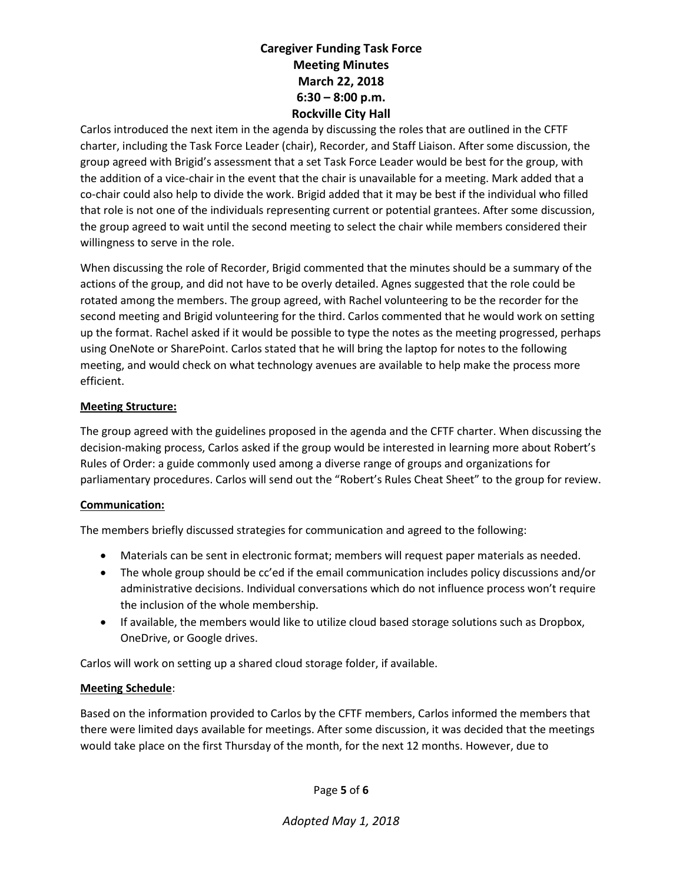Carlos introduced the next item in the agenda by discussing the roles that are outlined in the CFTF charter, including the Task Force Leader (chair), Recorder, and Staff Liaison. After some discussion, the group agreed with Brigid's assessment that a set Task Force Leader would be best for the group, with the addition of a vice-chair in the event that the chair is unavailable for a meeting. Mark added that a co-chair could also help to divide the work. Brigid added that it may be best if the individual who filled that role is not one of the individuals representing current or potential grantees. After some discussion, the group agreed to wait until the second meeting to select the chair while members considered their willingness to serve in the role.

When discussing the role of Recorder, Brigid commented that the minutes should be a summary of the actions of the group, and did not have to be overly detailed. Agnes suggested that the role could be rotated among the members. The group agreed, with Rachel volunteering to be the recorder for the second meeting and Brigid volunteering for the third. Carlos commented that he would work on setting up the format. Rachel asked if it would be possible to type the notes as the meeting progressed, perhaps using OneNote or SharePoint. Carlos stated that he will bring the laptop for notes to the following meeting, and would check on what technology avenues are available to help make the process more efficient.

**Meeting Structure:**

The group agreed with the guidelines proposed in the agenda and the CFTF charter. When discussing the decision-making process, Carlos asked if the group would be interested in learning more about Robert's Rules of Order: a guide commonly used among a diverse range of groups and organizations for parliamentary procedures. Carlos will send out the "Robert's Rules Cheat Sheet" to the group for review.

**Communication:**

The members briefly discussed strategies for communication and agreed to the following:

- Materials can be sent in electronic format; members will request paper materials as needed.
- The whole group should be cc'ed if the email communication includes policy discussions and/or administrative decisions. Individual conversations which do not influence process won't require the inclusion of the whole membership.
- If available, the members would like to utilize cloud based storage solutions such as Dropbox, OneDrive, or Google drives.

Carlos will work on setting up a shared cloud storage folder, if available.

**Meeting Schedule**:

Based on the information provided to Carlos by the CFTF members, Carlos informed the members that there were limited days available for meetings. After some discussion, it was decided that the meetings would take place on the first Thursday of the month, for the next 12 months. However, due to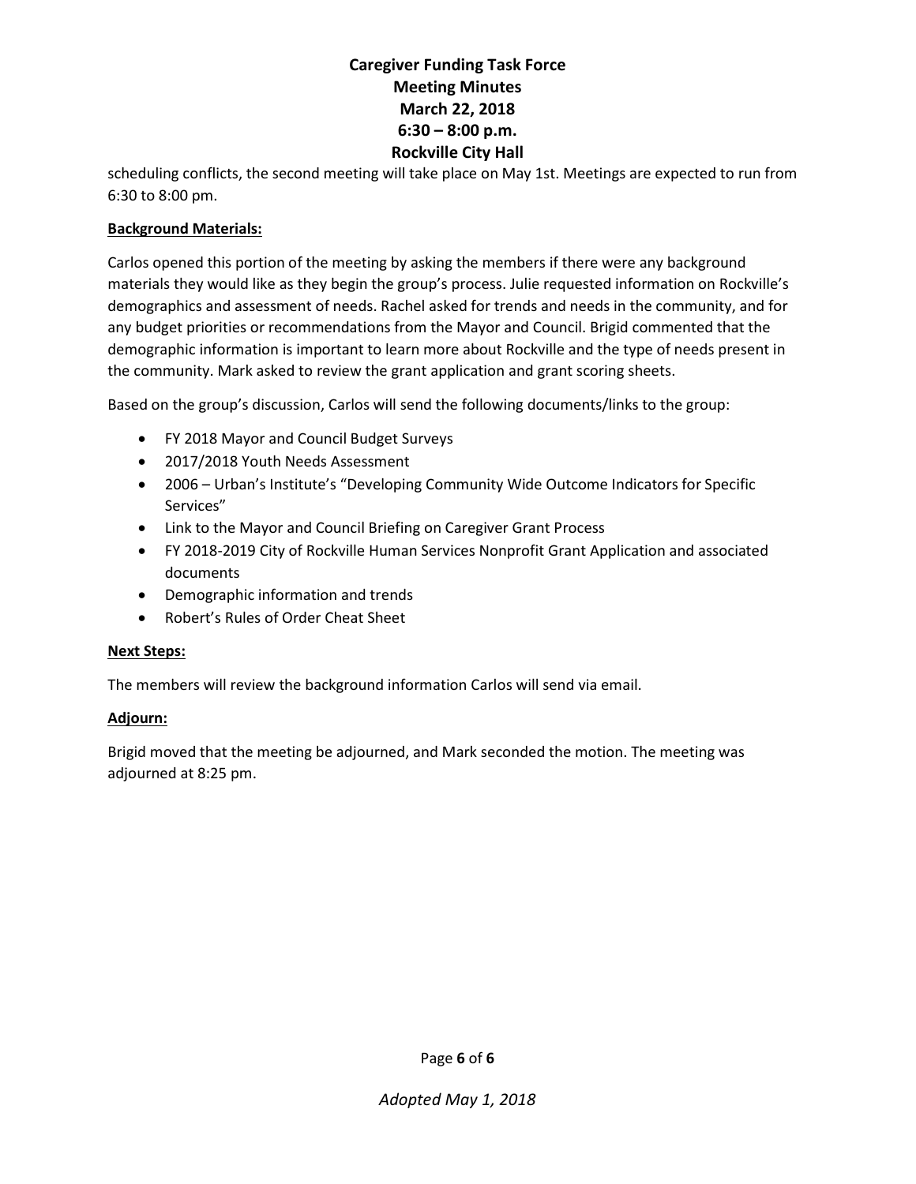scheduling conflicts, the second meeting will take place on May 1st. Meetings are expected to run from 6:30 to 8:00 pm.

**Background Materials:**

Carlos opened this portion of the meeting by asking the members if there were any background materials they would like as they begin the group's process. Julie requested information on Rockville's demographics and assessment of needs. Rachel asked for trends and needs in the community, and for any budget priorities or recommendations from the Mayor and Council. Brigid commented that the demographic information is important to learn more about Rockville and the type of needs present in the community. Mark asked to review the grant application and grant scoring sheets.

Based on the group's discussion, Carlos will send the following documents/links to the group:

- FY 2018 Mayor and Council Budget Surveys
- 2017/2018 Youth Needs Assessment
- 2006 – Urban's Institute's "Developing Community Wide Outcome Indicators for Specific Services"
- Link to the Mayor and Council Briefing on Caregiver Grant Process
- FY 2018-2019 City of Rockville Human Services Nonprofit Grant Application and associated documents
- Demographic information and trends
- Robert's Rules of Order Cheat Sheet

**Next Steps:**

The members will review the background information Carlos will send via email.

**Adjourn:**

Brigid moved that the meeting be adjourned, and Mark seconded the motion. The meeting was adjourned at 8:25 pm.

*Adopted May 1, 2018*